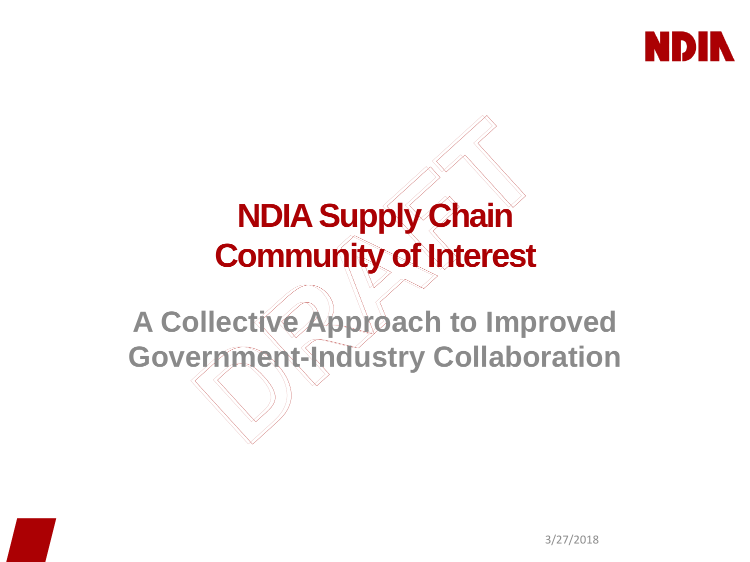# NDIA Supply Chain Community of Interest

## A Collective Approach to Improved Government-Industry Collaboration

3/27/2018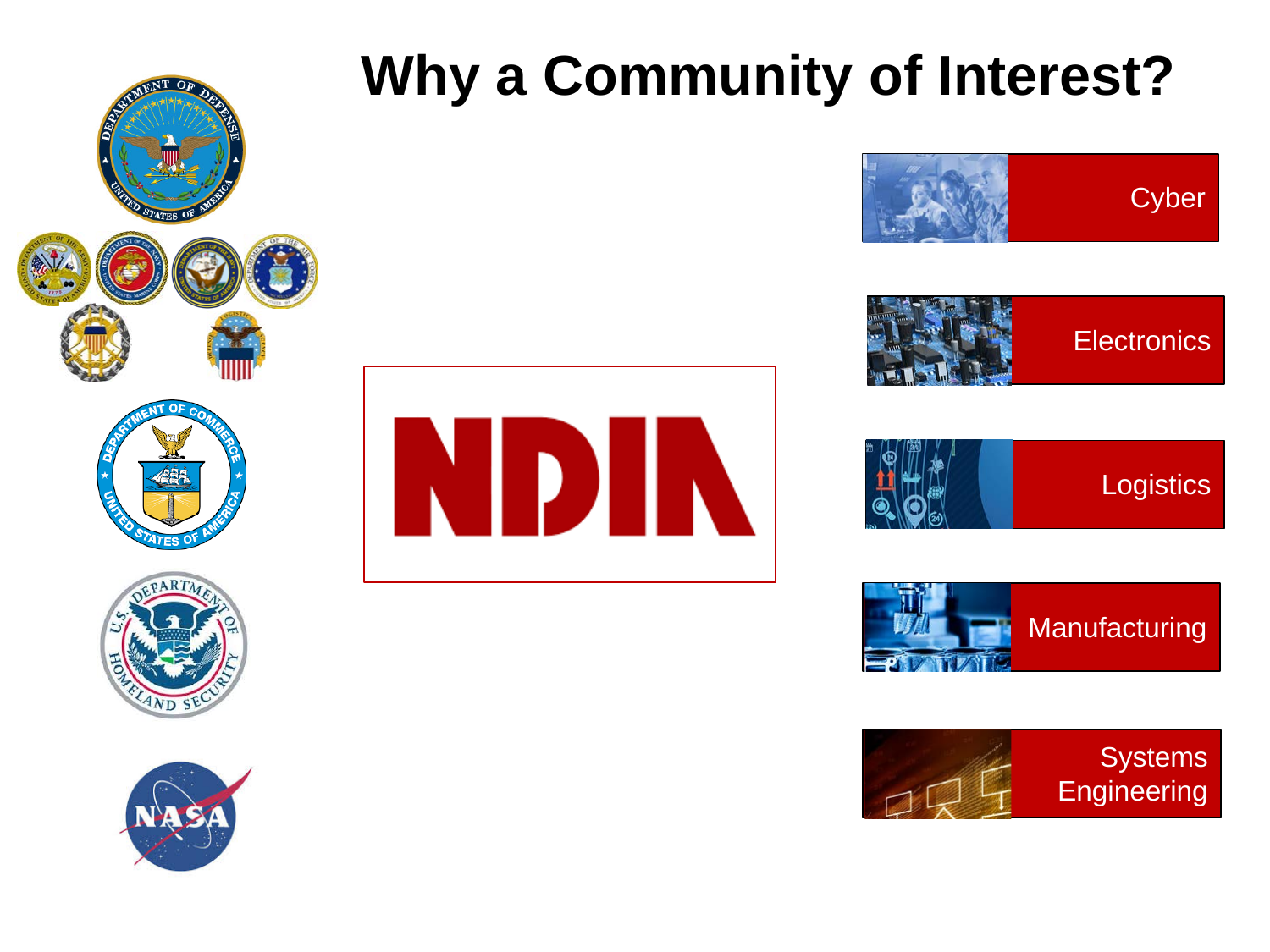# Why a Community of Interest?

NDIA

- Cyber
- Electronics
- Logistics
- Manufacturing
- Systems Engineering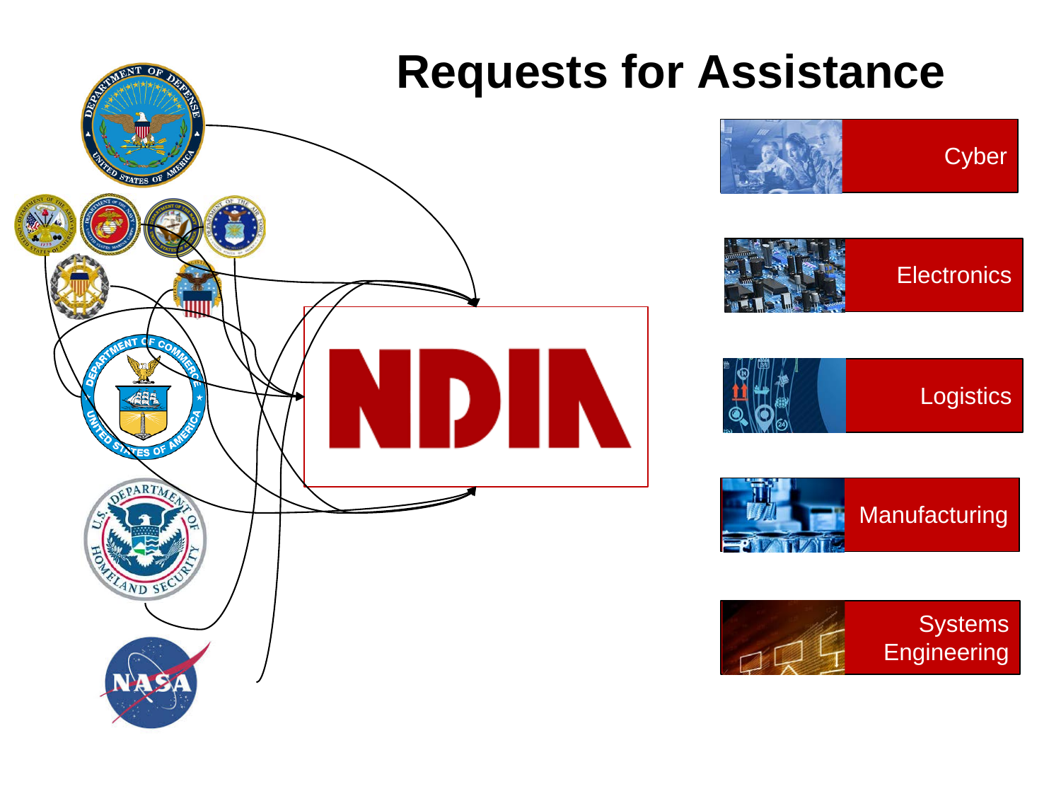# Requests for Assistance

NDIA

- Cyber
- Electronics
- Logistics
- Manufacturing
- Systems Engineering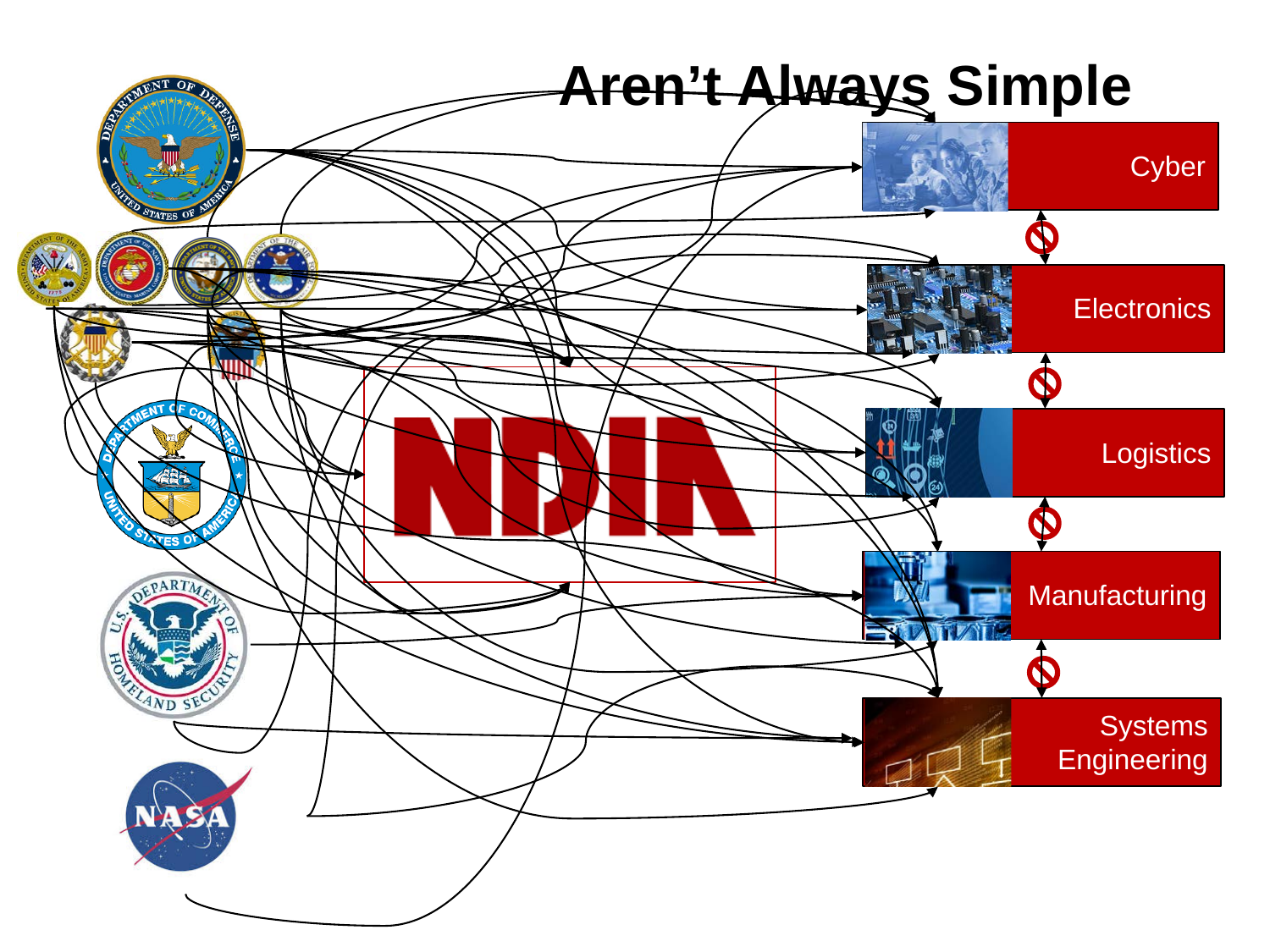# Aren't Always Simple

Cyber

Electronics

Logistics

Manufacturing

Systems Engineering

NDIA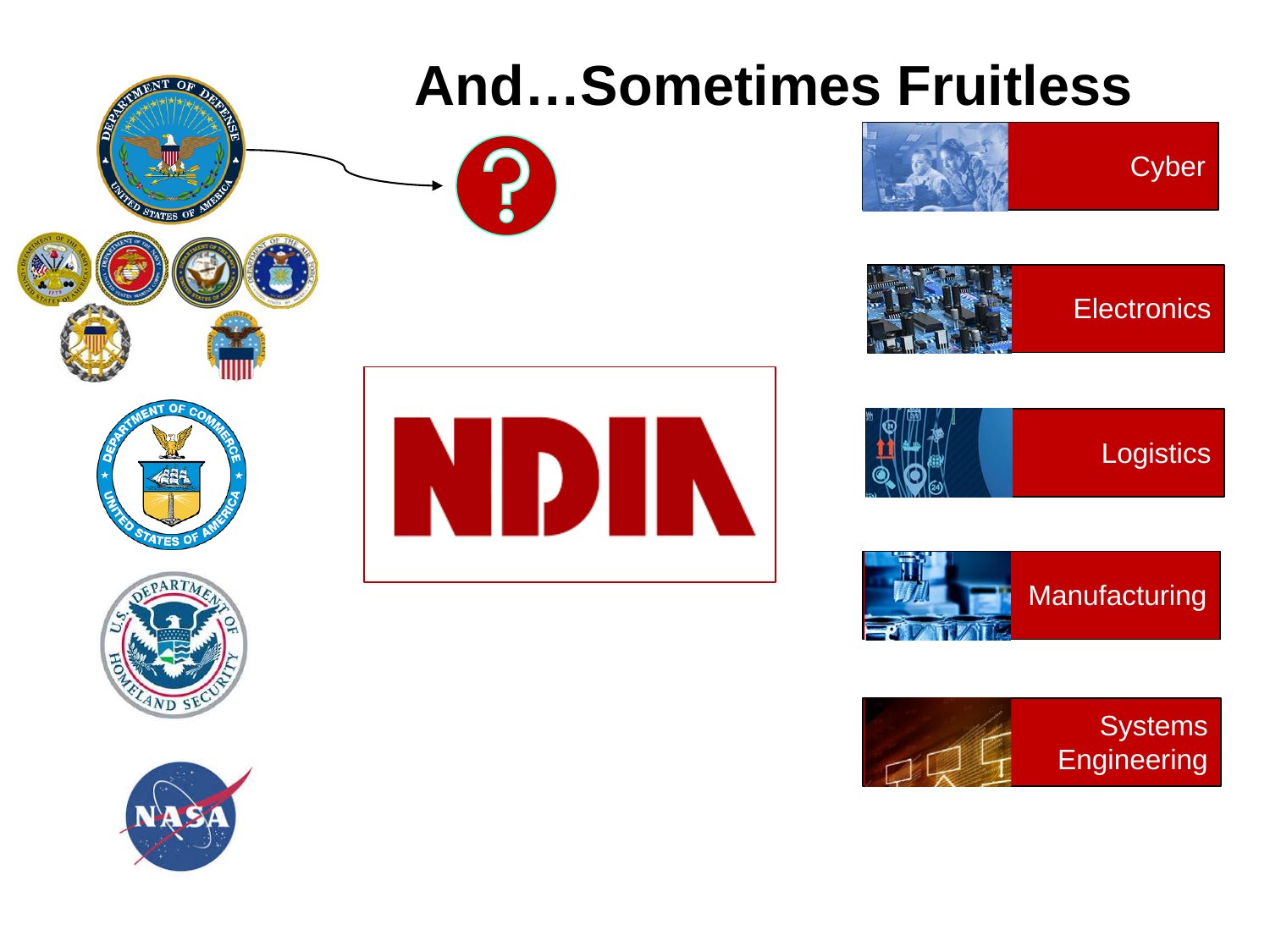# And…Sometimes Fruitless

NDIA

- Cyber
- Electronics
- Logistics
- Manufacturing
- Systems Engineering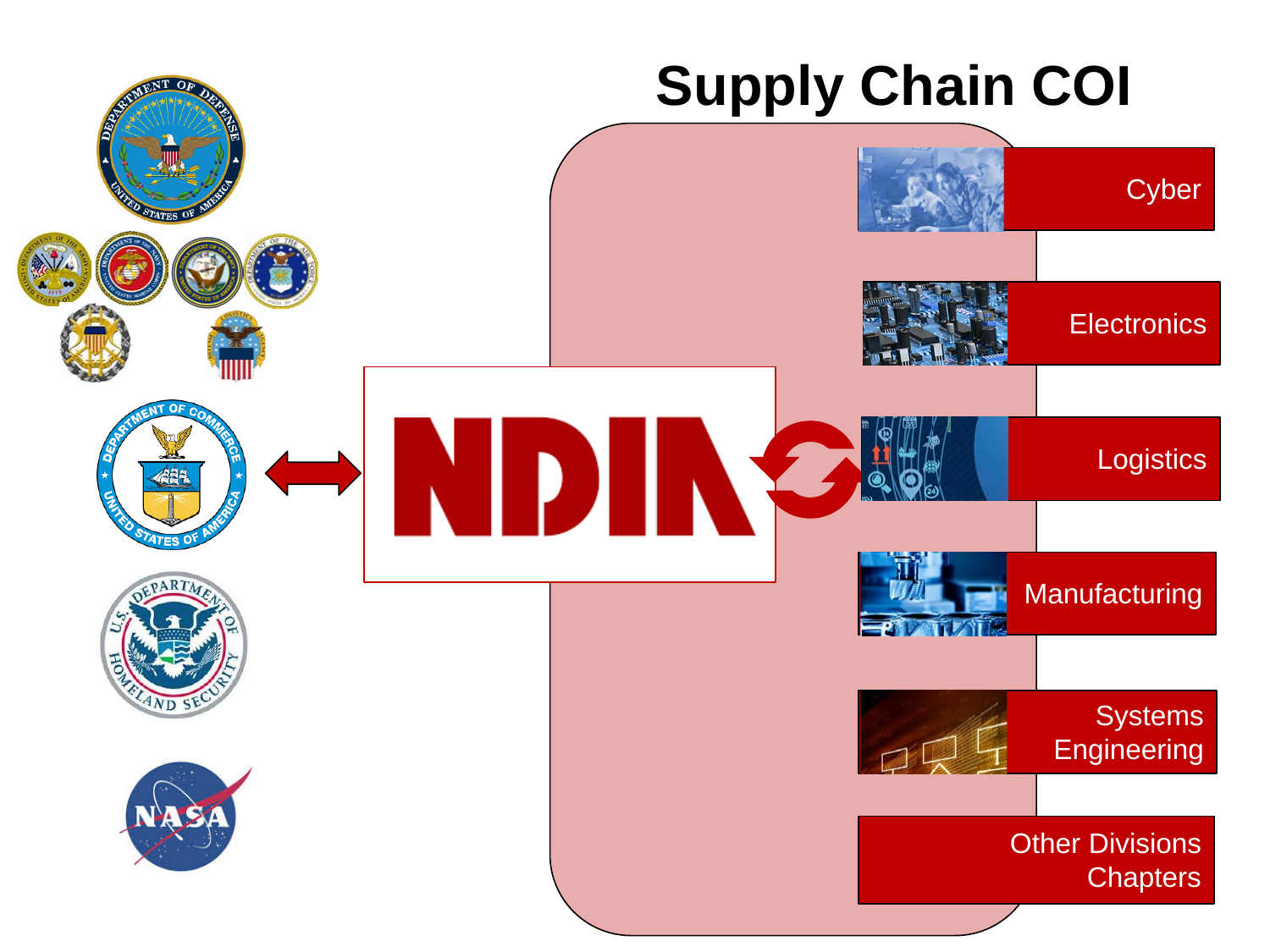# Supply Chain COI

NDIA

- Cyber
- Electronics
- Logistics
- Manufacturing
- Systems Engineering
- Other Divisions Chapters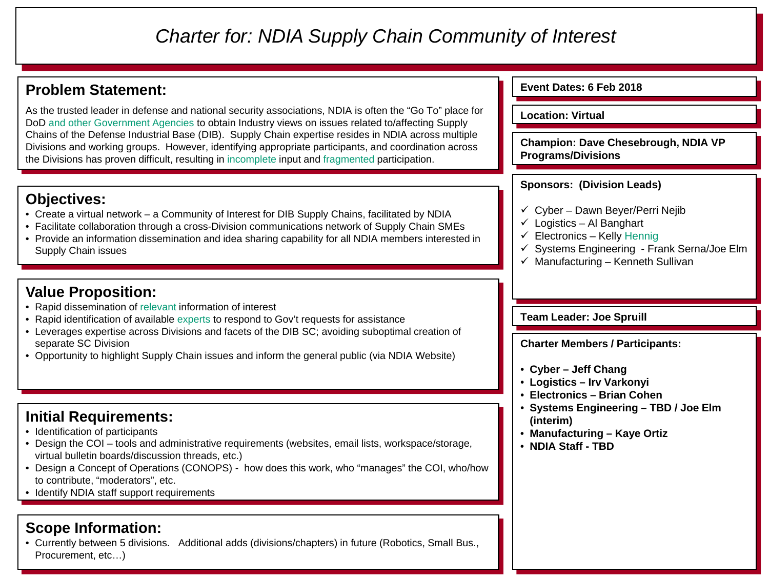# Charter for: NDIA Supply Chain Community of Interest

## Problem Statement:

As the trusted leader in defense and national security associations, NDIA is often the "Go To" place for DoD and other Government Agencies to obtain Industry views on issues related to/affecting Supply Chains of the Defense Industrial Base (DIB). Supply Chain expertise resides in NDIA across multiple Divisions and working groups. However, identifying appropriate participants, and coordination across the Divisions has proven difficult, resulting in incomplete input and fragmented participation.

## Objectives:

- Create a virtual network – a Community of Interest for DIB Supply Chains, facilitated by NDIA
- Facilitate collaboration through a cross-Division communications network of Supply Chain SMEs
- Provide an information dissemination and idea sharing capability for all NDIA members interested in Supply Chain issues

## Value Proposition:

- Rapid dissemination of relevant information ~~of interest~~
- Rapid identification of available experts to respond to Gov't requests for assistance
- Leverages expertise across Divisions and facets of the DIB SC; avoiding suboptimal creation of separate SC Division
- Opportunity to highlight Supply Chain issues and inform the general public (via NDIA Website)

## Initial Requirements:

- Identification of participants
- Design the COI – tools and administrative requirements (websites, email lists, workspace/storage, virtual bulletin boards/discussion threads, etc.)
- Design a Concept of Operations (CONOPS) - how does this work, who "manages" the COI, who/how to contribute, "moderators", etc.
- Identify NDIA staff support requirements

## Scope Information:

- Currently between 5 divisions. Additional adds (divisions/chapters) in future (Robotics, Small Bus., Procurement, etc…)

**Event Dates: 6 Feb 2018**

**Location: Virtual**

**Champion: Dave Chesebrough, NDIA VP Programs/Divisions**

**Sponsors: (Division Leads)**

- ✓ Cyber – Dawn Beyer/Perri Nejib
- ✓ Logistics – Al Banghart
- ✓ Electronics – Kelly Hennig
- ✓ Systems Engineering - Frank Serna/Joe Elm
- ✓ Manufacturing – Kenneth Sullivan

**Team Leader: Joe Spruill**

**Charter Members / Participants:**

- **Cyber – Jeff Chang**
- **Logistics – Irv Varkonyi**
- **Electronics – Brian Cohen**
- **Systems Engineering – TBD / Joe Elm (interim)**
- **Manufacturing – Kaye Ortiz**
- **NDIA Staff - TBD**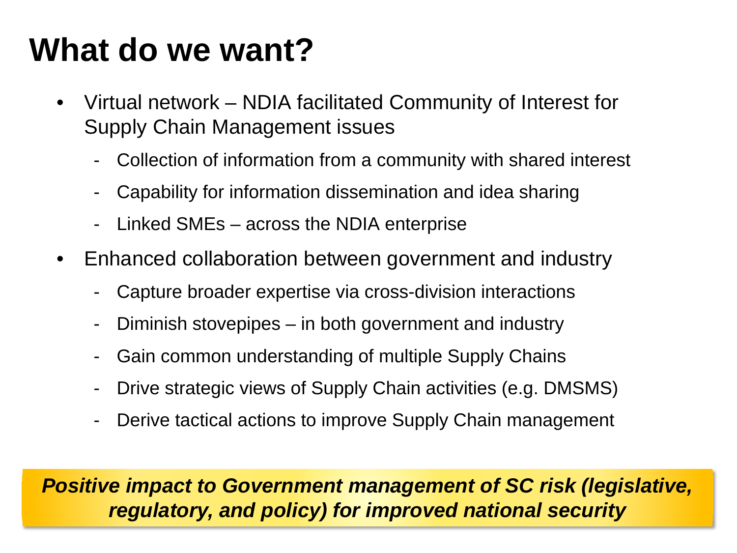# What do we want?

- Virtual network – NDIA facilitated Community of Interest for Supply Chain Management issues
  - Collection of information from a community with shared interest
  - Capability for information dissemination and idea sharing
  - Linked SMEs – across the NDIA enterprise
- Enhanced collaboration between government and industry
  - Capture broader expertise via cross-division interactions
  - Diminish stovepipes – in both government and industry
  - Gain common understanding of multiple Supply Chains
  - Drive strategic views of Supply Chain activities (e.g. DMSMS)
  - Derive tactical actions to improve Supply Chain management

***Positive impact to Government management of SC risk (legislative, regulatory, and policy) for improved national security***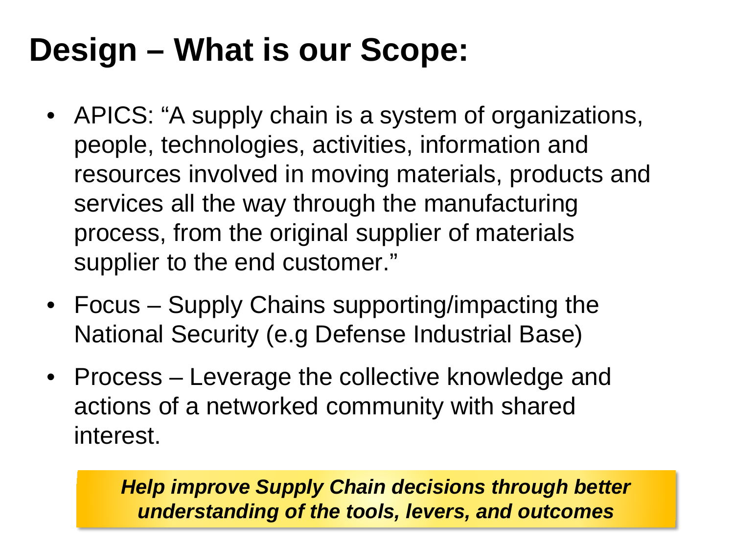# Design – What is our Scope:

- APICS: “A supply chain is a system of organizations, people, technologies, activities, information and resources involved in moving materials, products and services all the way through the manufacturing process, from the original supplier of materials supplier to the end customer.”
- Focus – Supply Chains supporting/impacting the National Security (e.g Defense Industrial Base)
- Process – Leverage the collective knowledge and actions of a networked community with shared interest.

***Help improve Supply Chain decisions through better understanding of the tools, levers, and outcomes***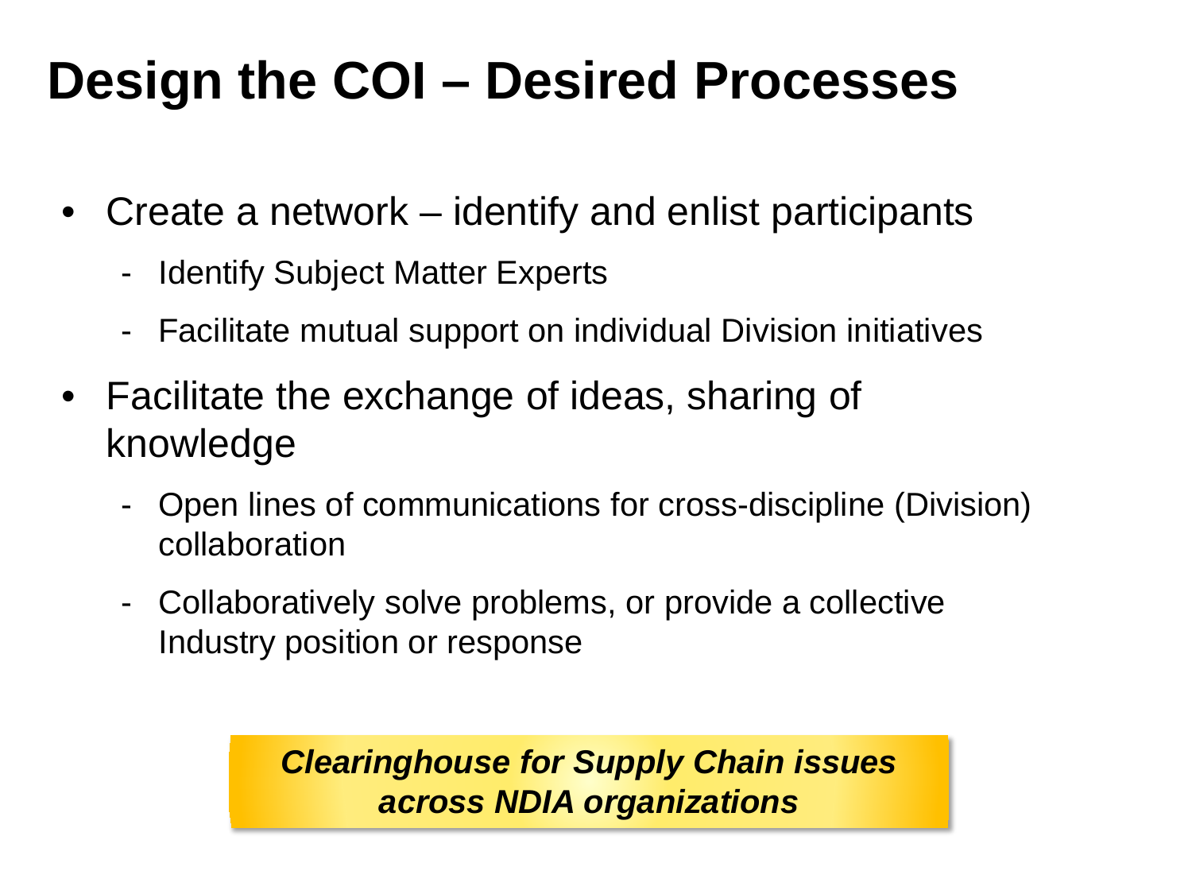# Design the COI – Desired Processes

- Create a network – identify and enlist participants
  - Identify Subject Matter Experts
  - Facilitate mutual support on individual Division initiatives
- Facilitate the exchange of ideas, sharing of knowledge
  - Open lines of communications for cross-discipline (Division) collaboration
  - Collaboratively solve problems, or provide a collective Industry position or response

***Clearinghouse for Supply Chain issues across NDIA organizations***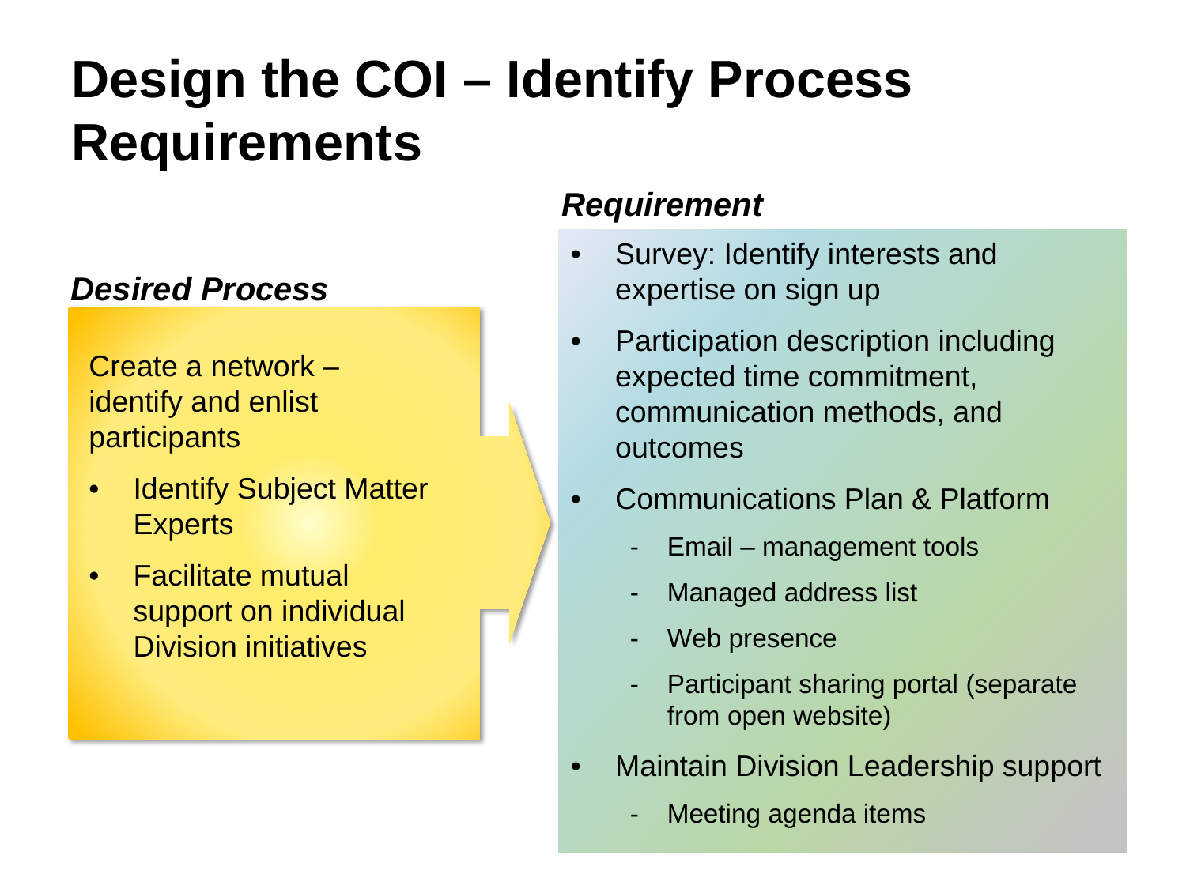# Design the COI – Identify Process Requirements

***Desired Process***

Create a network – identify and enlist participants

- Identify Subject Matter Experts
- Facilitate mutual support on individual Division initiatives

***Requirement***

- Survey: Identify interests and expertise on sign up
- Participation description including expected time commitment, communication methods, and outcomes
- Communications Plan & Platform
  - Email – management tools
  - Managed address list
  - Web presence
  - Participant sharing portal (separate from open website)
- Maintain Division Leadership support
  - Meeting agenda items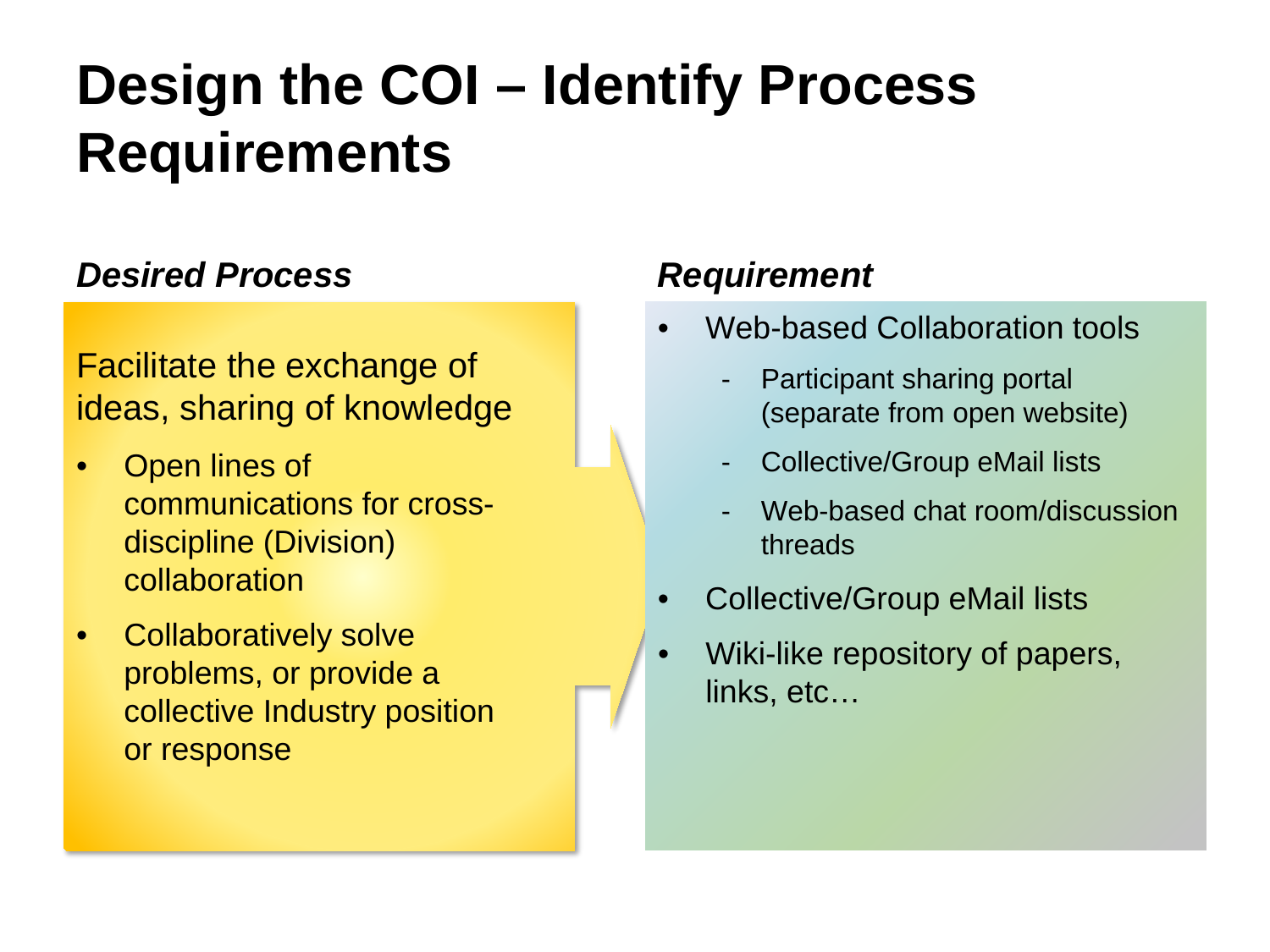# Design the COI – Identify Process Requirements

*Desired Process*

Facilitate the exchange of ideas, sharing of knowledge

- Open lines of communications for cross-discipline (Division) collaboration
- Collaboratively solve problems, or provide a collective Industry position or response

*Requirement*

- Web-based Collaboration tools
  - Participant sharing portal (separate from open website)
  - Collective/Group eMail lists
  - Web-based chat room/discussion threads
- Collective/Group eMail lists
- Wiki-like repository of papers, links, etc…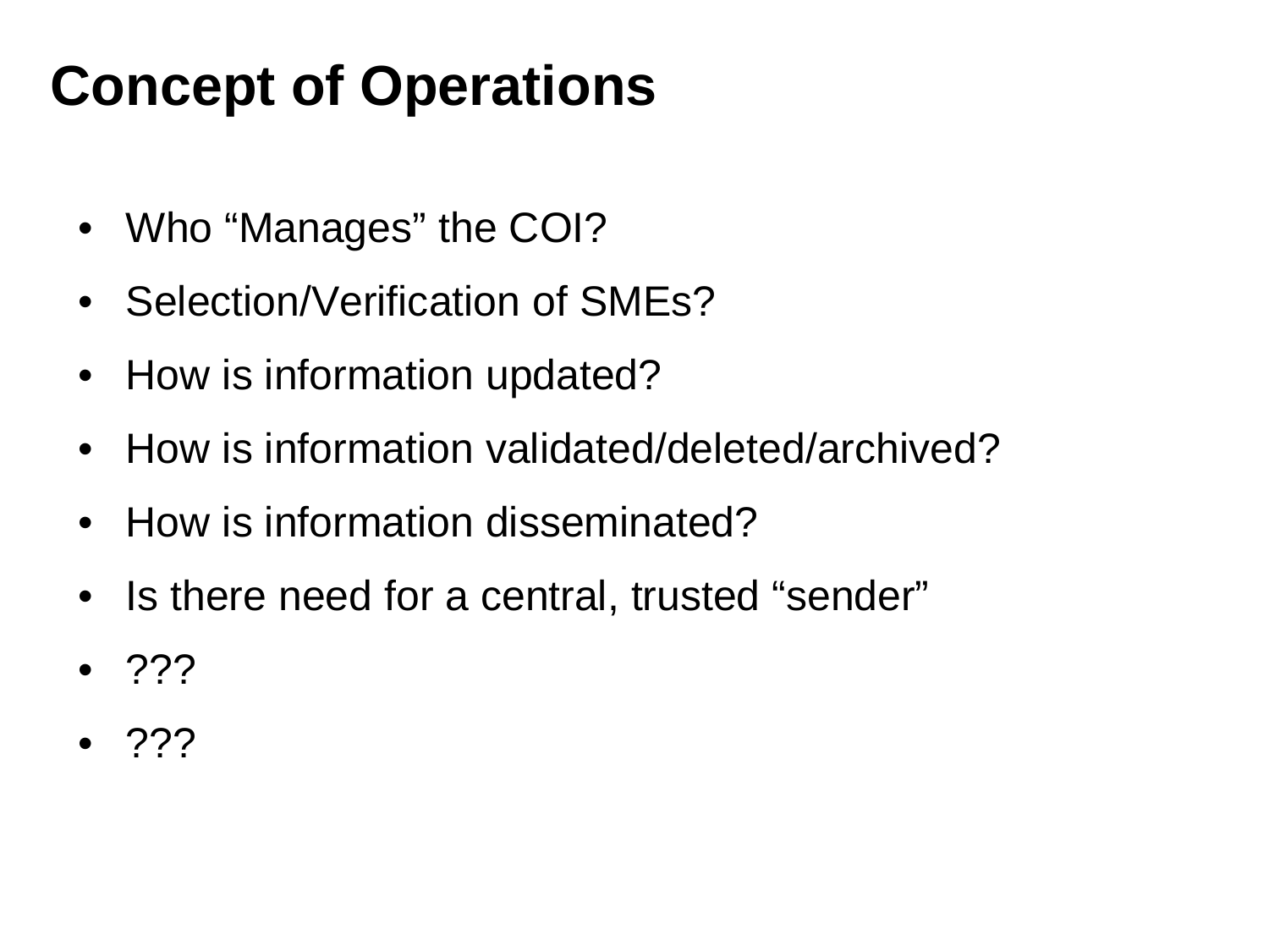# Concept of Operations

- Who “Manages” the COI?
- Selection/Verification of SMEs?
- How is information updated?
- How is information validated/deleted/archived?
- How is information disseminated?
- Is there need for a central, trusted “sender”
- ???
- ???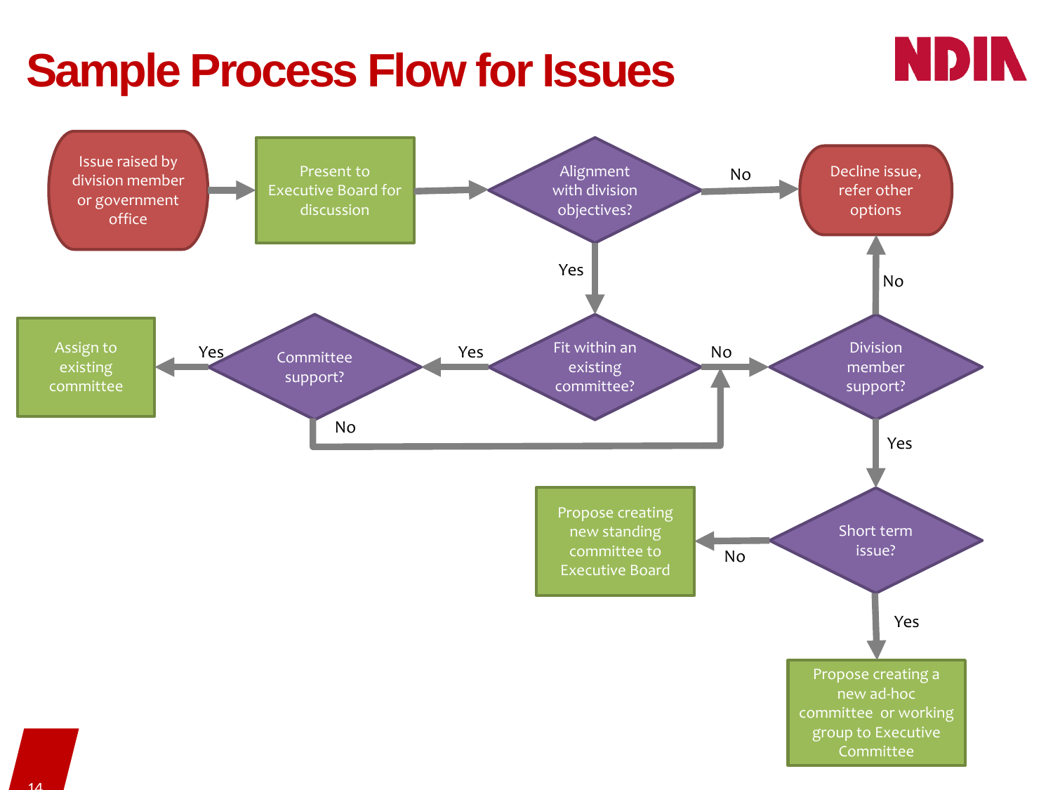# Sample Process Flow for Issues

- Issue raised by division member or government office → Present to Executive Board for discussion
- Present to Executive Board for discussion → Alignment with division objectives?
- Alignment with division objectives?
  - No → Decline issue, refer other options
  - Yes → Fit within an existing committee?
- Fit within an existing committee?
  - Yes → Committee support?
  - No → Division member support?
- Committee support?
  - Yes → Assign to existing committee
  - No → Division member support?
- Division member support?
  - No → Decline issue, refer other options
  - Yes → Short term issue?
- Short term issue?
  - No → Propose creating new standing committee to Executive Board
  - Yes → Propose creating a new ad-hoc committee or working group to Executive Committee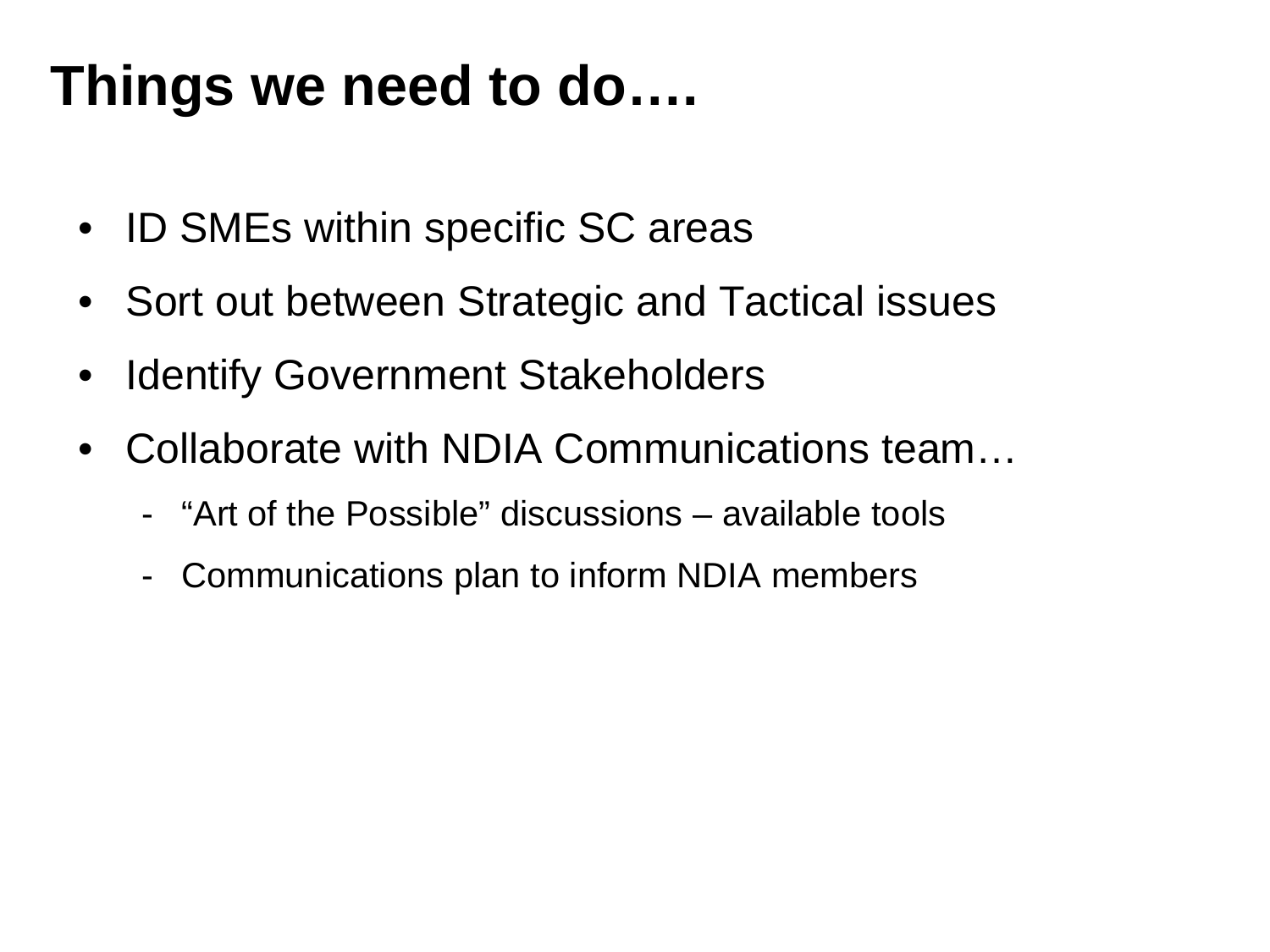# Things we need to do….

- ID SMEs within specific SC areas
- Sort out between Strategic and Tactical issues
- Identify Government Stakeholders
- Collaborate with NDIA Communications team…
  - "Art of the Possible" discussions – available tools
  - Communications plan to inform NDIA members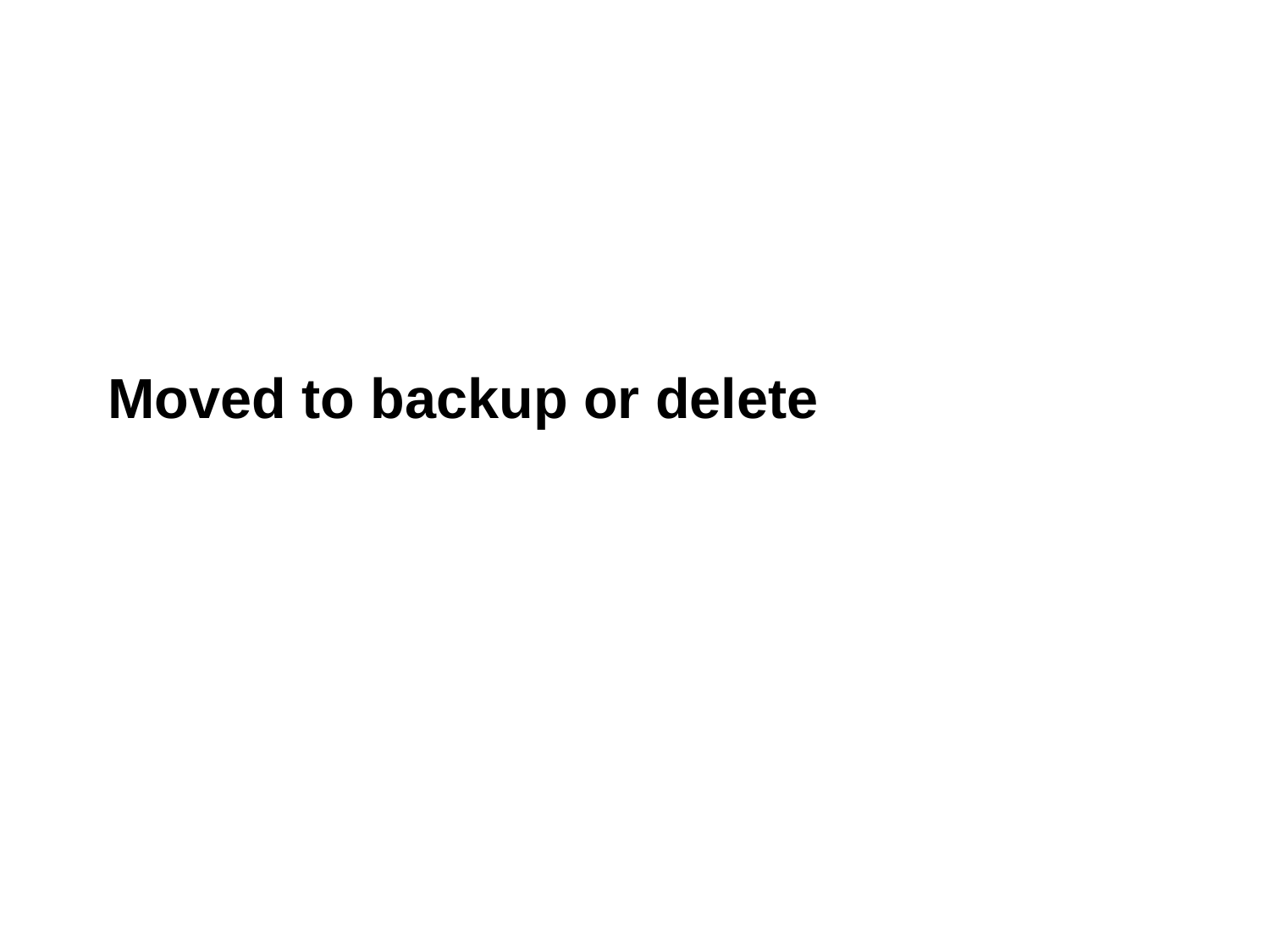**Moved to backup or delete**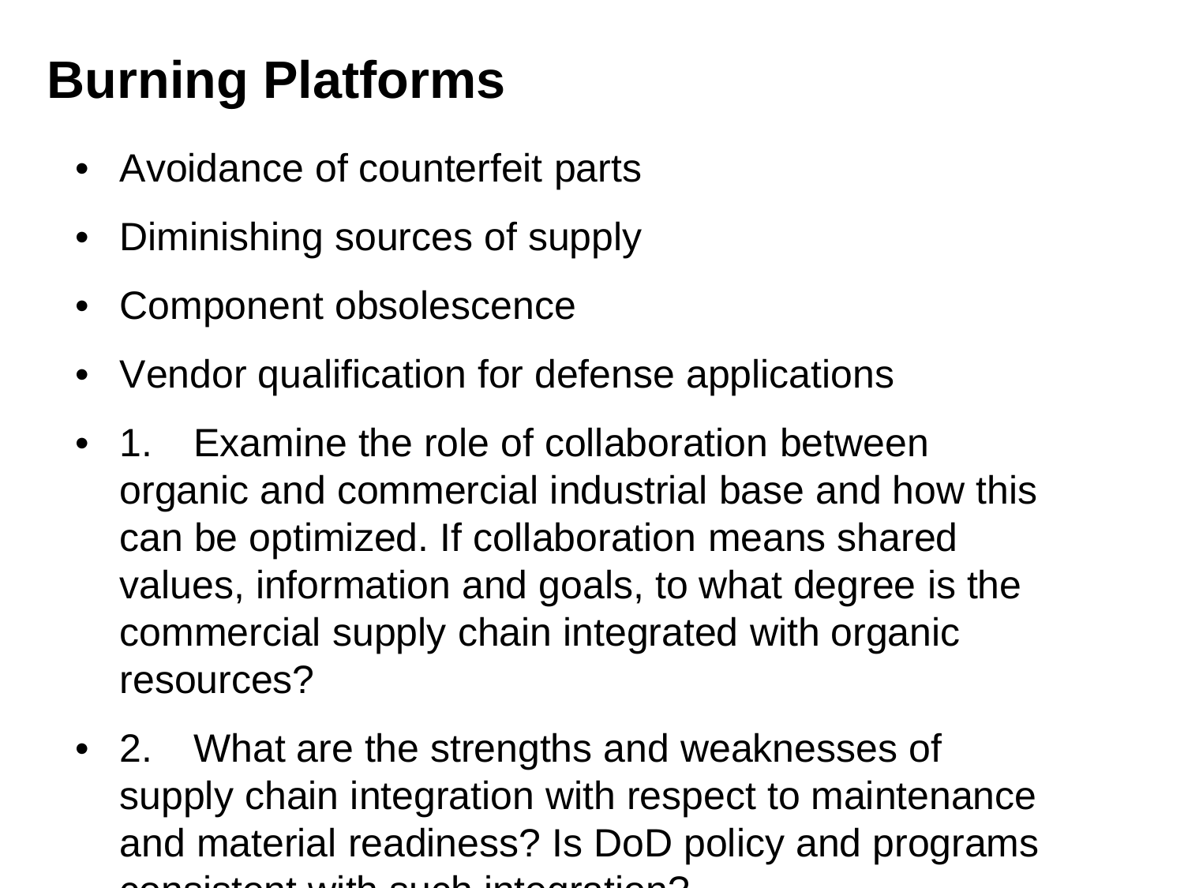# Burning Platforms

- Avoidance of counterfeit parts
- Diminishing sources of supply
- Component obsolescence
- Vendor qualification for defense applications
- 1. Examine the role of collaboration between organic and commercial industrial base and how this can be optimized. If collaboration means shared values, information and goals, to what degree is the commercial supply chain integrated with organic resources?
- 2. What are the strengths and weaknesses of supply chain integration with respect to maintenance and material readiness? Is DoD policy and programs consistent with such integration?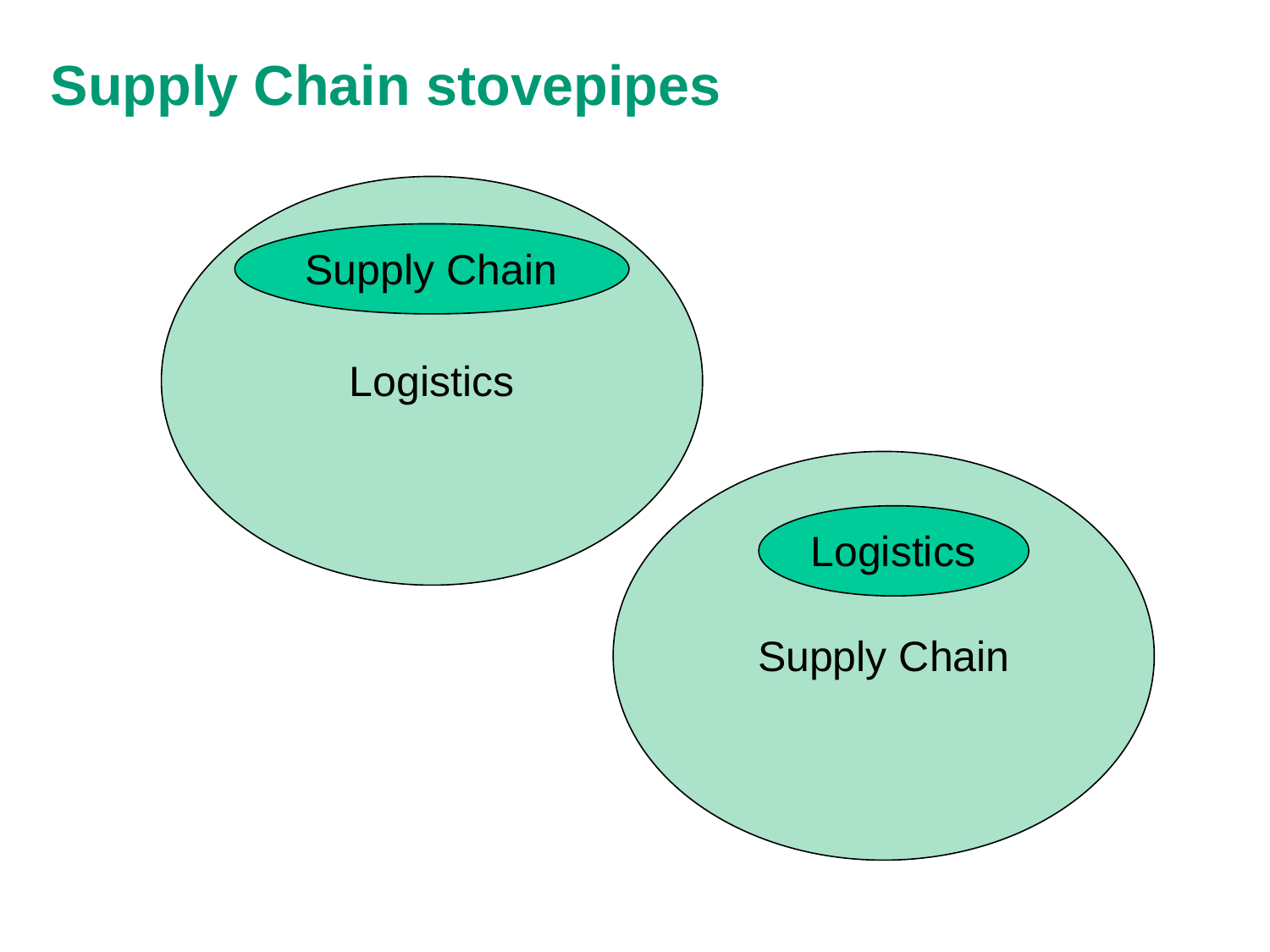# Supply Chain stovepipes

Supply Chain

Logistics

Logistics

Supply Chain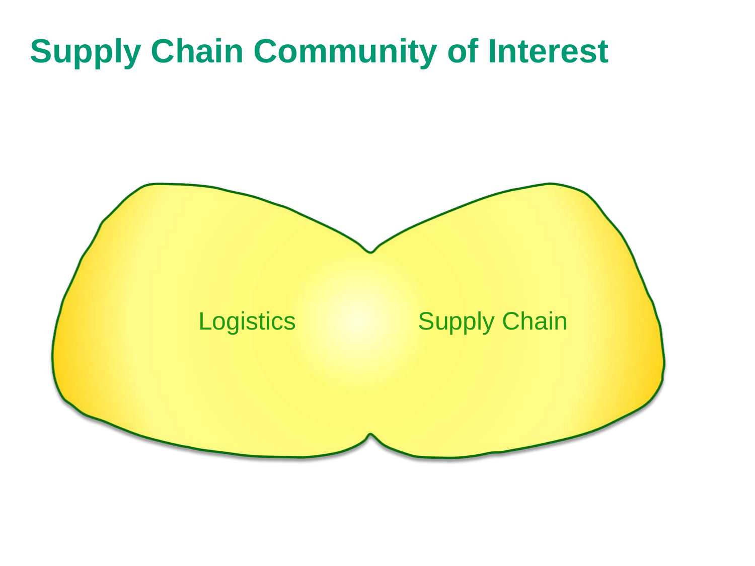# Supply Chain Community of Interest

Logistics

Supply Chain